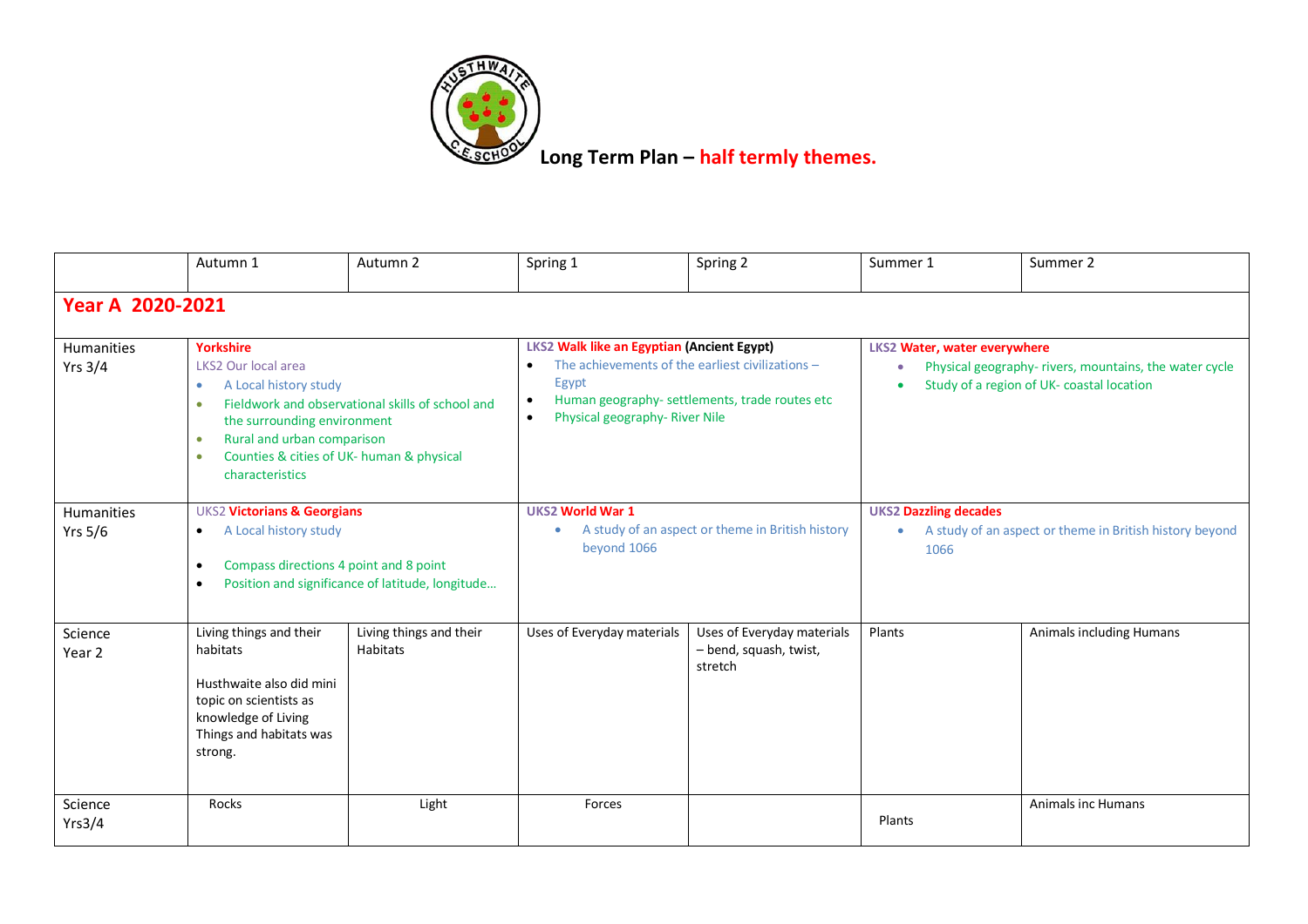# Long Term Plan – half termly themes.

| | Autumn 1 | Autumn 2 | Spring 1 | Spring 2 | Summer 1 | Summer 2 |
|---|---|---|---|---|---|---|
| **Year A 2020-2021** | | | | | | |
| Humanities Yrs 3/4 | **Yorkshire**<br>LKS2 Our local area<br>• A Local history study<br>• Fieldwork and observational skills of school and the surrounding environment<br>• Rural and urban comparison<br>• Counties & cities of UK- human & physical characteristics | | LKS2 **Walk like an Egyptian (Ancient Egypt)**<br>• The achievements of the earliest civilizations – Egypt<br>• Human geography- settlements, trade routes etc<br>• Physical geography- River Nile | | LKS2 **Water, water everywhere**<br>• Physical geography- rivers, mountains, the water cycle<br>• Study of a region of UK- coastal location | |
| Humanities Yrs 5/6 | UKS2 **Victorians & Georgians**<br>• A Local history study<br>• Compass directions 4 point and 8 point<br>• Position and significance of latitude, longitude… | | **UKS2 World War 1**<br>• A study of an aspect or theme in British history beyond 1066 | | **UKS2 Dazzling decades**<br>• A study of an aspect or theme in British history beyond 1066 | |
| Science Year 2 | Living things and their habitats<br><br>Husthwaite also did mini topic on scientists as knowledge of Living Things and habitats was strong. | Living things and their Habitats | Uses of Everyday materials | Uses of Everyday materials – bend, squash, twist, stretch | Plants | Animals including Humans |
| Science Yrs3/4 | Rocks | Light | Forces | | Plants | Animals inc Humans |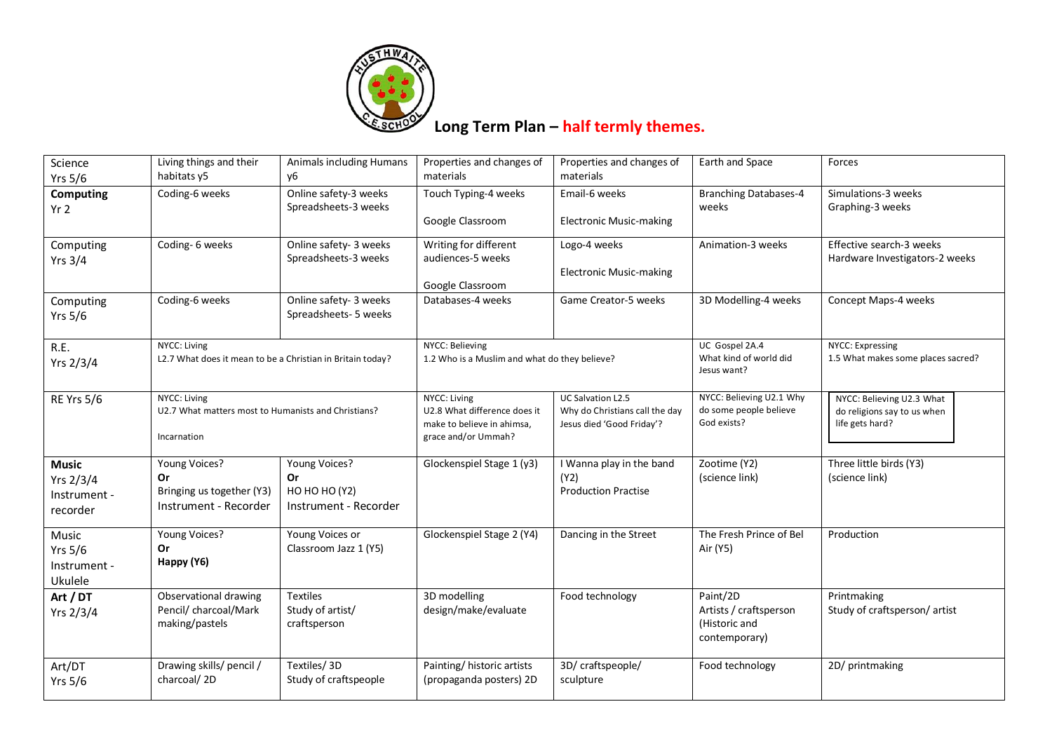## Long Term Plan – half termly themes.

| | | | | | | |
|---|---|---|---|---|---|---|
| Science Yrs 5/6 | Living things and their habitats y5 | Animals including Humans y6 | Properties and changes of materials | Properties and changes of materials | Earth and Space | Forces |
| **Computing** Yr 2 | Coding-6 weeks | Online safety-3 weeks Spreadsheets-3 weeks | Touch Typing-4 weeks<br><br>Google Classroom | Email-6 weeks<br><br>Electronic Music-making | Branching Databases-4 weeks | Simulations-3 weeks Graphing-3 weeks |
| Computing Yrs 3/4 | Coding- 6 weeks | Online safety- 3 weeks Spreadsheets-3 weeks | Writing for different audiences-5 weeks<br><br>Google Classroom | Logo-4 weeks<br><br>Electronic Music-making | Animation-3 weeks | Effective search-3 weeks Hardware Investigators-2 weeks |
| Computing Yrs 5/6 | Coding-6 weeks | Online safety- 3 weeks Spreadsheets- 5 weeks | Databases-4 weeks | Game Creator-5 weeks | 3D Modelling-4 weeks | Concept Maps-4 weeks |
| R.E. Yrs 2/3/4 | NYCC: Living<br>L2.7 What does it mean to be a Christian in Britain today? | | NYCC: Believing<br>1.2 Who is a Muslim and what do they believe? | | UC Gospel 2A.4<br>What kind of world did Jesus want? | NYCC: Expressing<br>1.5 What makes some places sacred? |
| RE Yrs 5/6 | NYCC: Living<br>U2.7 What matters most to Humanists and Christians?<br><br>Incarnation | | NYCC: Living<br>U2.8 What difference does it make to believe in ahimsa, grace and/or Ummah? | UC Salvation L2.5<br>Why do Christians call the day Jesus died 'Good Friday'? | NYCC: Believing U2.1 Why do some people believe God exists? | NYCC: Believing U2.3 What do religions say to us when life gets hard? |
| **Music** Yrs 2/3/4 Instrument - recorder | Young Voices?<br>**Or**<br>Bringing us together (Y3)<br>Instrument - Recorder | Young Voices?<br>**Or**<br>HO HO HO (Y2)<br>Instrument - Recorder | Glockenspiel Stage 1 (y3) | I Wanna play in the band (Y2)<br>Production Practise | Zootime (Y2)<br>(science link) | Three little birds (Y3)<br>(science link) |
| Music Yrs 5/6 Instrument - Ukulele | Young Voices?<br>**Or**<br>**Happy (Y6)** | Young Voices or Classroom Jazz 1 (Y5) | Glockenspiel Stage 2 (Y4) | Dancing in the Street | The Fresh Prince of Bel Air (Y5) | Production |
| **Art / DT** Yrs 2/3/4 | Observational drawing Pencil/ charcoal/Mark making/pastels | Textiles<br>Study of artist/ craftsperson | 3D modelling design/make/evaluate | Food technology | Paint/2D<br>Artists / craftsperson (Historic and contemporary) | Printmaking<br>Study of craftsperson/ artist |
| Art/DT Yrs 5/6 | Drawing skills/ pencil / charcoal/ 2D | Textiles/ 3D<br>Study of craftspeople | Painting/ historic artists (propaganda posters) 2D | 3D/ craftspeople/ sculpture | Food technology | 2D/ printmaking |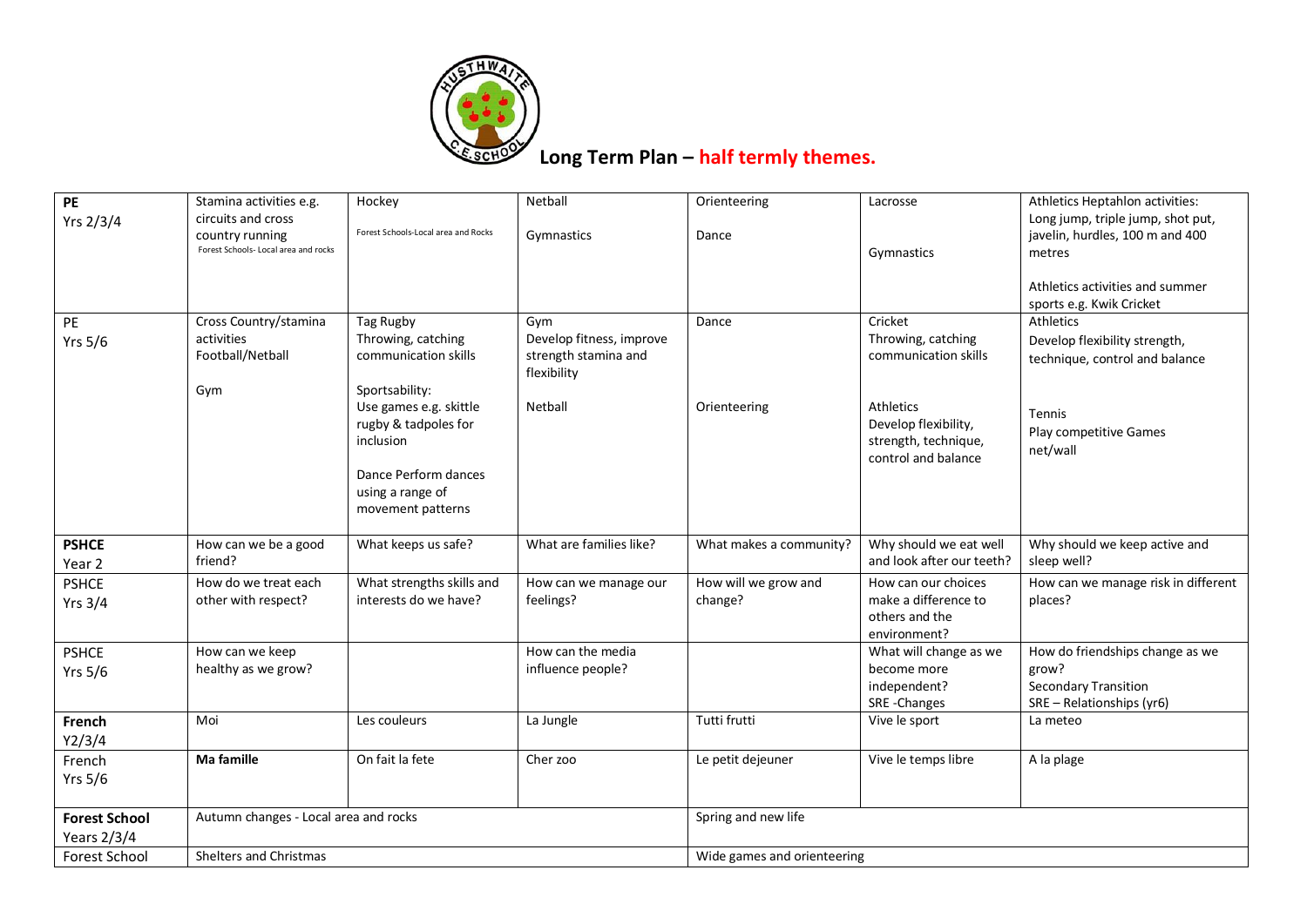# Long Term Plan – half termly themes.

| | | | | | | |
|---|---|---|---|---|---|---|
| **PE** Yrs 2/3/4 | Stamina activities e.g. circuits and cross country running Forest Schools- Local area and rocks | Hockey Forest Schools-Local area and Rocks | Netball Gymnastics | Orienteering Dance | Lacrosse Gymnastics | Athletics Heptahlon activities: Long jump, triple jump, shot put, javelin, hurdles, 100 m and 400 metres Athletics activities and summer sports e.g. Kwik Cricket |
| PE Yrs 5/6 | Cross Country/stamina activities Football/Netball Gym | Tag Rugby Throwing, catching communication skills Sportsability: Use games e.g. skittle rugby & tadpoles for inclusion Dance Perform dances using a range of movement patterns | Gym Develop fitness, improve strength stamina and flexibility Netball | Dance Orienteering | Cricket Throwing, catching communication skills Athletics Develop flexibility, strength, technique, control and balance | Athletics Develop flexibility strength, technique, control and balance Tennis Play competitive Games net/wall |
| **PSHCE** Year 2 | How can we be a good friend? | What keeps us safe? | What are families like? | What makes a community? | Why should we eat well and look after our teeth? | Why should we keep active and sleep well? |
| PSHCE Yrs 3/4 | How do we treat each other with respect? | What strengths skills and interests do we have? | How can we manage our feelings? | How will we grow and change? | How can our choices make a difference to others and the environment? | How can we manage risk in different places? |
| PSHCE Yrs 5/6 | How can we keep healthy as we grow? | | How can the media influence people? | | What will change as we become more independent? SRE -Changes | How do friendships change as we grow? Secondary Transition SRE – Relationships (yr6) |
| **French** Y2/3/4 | Moi | Les couleurs | La Jungle | Tutti frutti | Vive le sport | La meteo |
| French Yrs 5/6 | **Ma famille** | On fait la fete | Cher zoo | Le petit dejeuner | Vive le temps libre | A la plage |
| **Forest School** Years 2/3/4 | Autumn changes - Local area and rocks | | | Spring and new life | | |
| Forest School | Shelters and Christmas | | | Wide games and orienteering | | |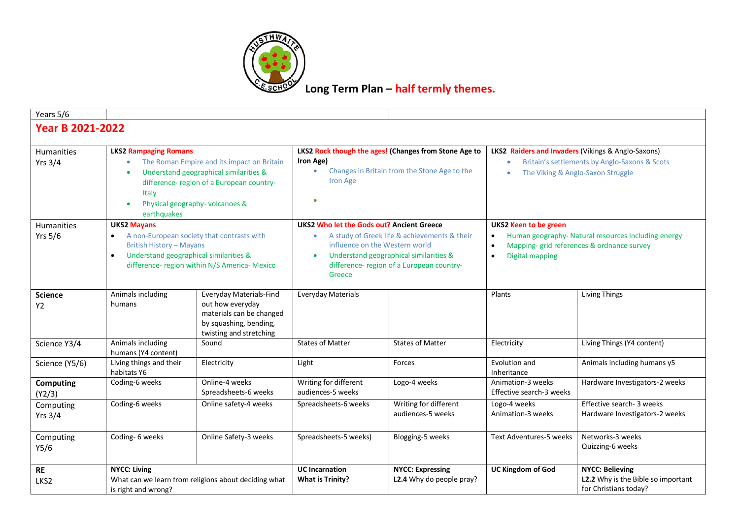# Long Term Plan – half termly themes.

| Years 5/6 | | | | | | |
|---|---|---|---|---|---|---|
| **Year B 2021-2022** | | | | | | |
| Humanities Yrs 3/4 | **LKS2 Rampaging Romans**<br>• The Roman Empire and its impact on Britain<br>• Understand geographical similarities & difference- region of a European country- Italy<br>• Physical geography- volcanoes & earthquakes | | **LKS2 Rock though the ages! (Changes from Stone Age to Iron Age)**<br>• Changes in Britain from the Stone Age to the Iron Age<br>• | | **LKS2 Raiders and Invaders** (Vikings & Anglo-Saxons)<br>• Britain's settlements by Anglo-Saxons & Scots<br>• The Viking & Anglo-Saxon Struggle | |
| Humanities Yrs 5/6 | **UKS2 Mayans**<br>• A non-European society that contrasts with British History – Mayans<br>• Understand geographical similarities & difference- region within N/S America- Mexico | | **UKS2 Who let the Gods out? Ancient Greece**<br>• A study of Greek life & achievements & their influence on the Western world<br>• Understand geographical similarities & difference- region of a European country- Greece | | **UKS2 Keen to be green**<br>• Human geography- Natural resources including energy<br>• Mapping- grid references & ordnance survey<br>• Digital mapping | |
| **Science** Y2 | Animals including humans | Everyday Materials-Find out how everyday materials can be changed by squashing, bending, twisting and stretching | Everyday Materials | | Plants | Living Things |
| Science Y3/4 | Animals including humans (Y4 content) | Sound | States of Matter | States of Matter | Electricity | Living Things (Y4 content) |
| Science (Y5/6) | Living things and their habitats Y6 | Electricity | Light | Forces | Evolution and Inheritance | Animals including humans y5 |
| **Computing** (Y2/3) | Coding-6 weeks | Online-4 weeks<br>Spreadsheets-6 weeks | Writing for different audiences-5 weeks | Logo-4 weeks | Animation-3 weeks<br>Effective search-3 weeks | Hardware Investigators-2 weeks |
| Computing Yrs 3/4 | Coding-6 weeks | Online safety-4 weeks | Spreadsheets-6 weeks | Writing for different audiences-5 weeks | Logo-4 weeks<br>Animation-3 weeks | Effective search- 3 weeks<br>Hardware Investigators-2 weeks |
| Computing Y5/6 | Coding- 6 weeks | Online Safety-3 weeks | Spreadsheets-5 weeks) | Blogging-5 weeks | Text Adventures-5 weeks | Networks-3 weeks<br>Quizzing-6 weeks |
| **RE** LKS2 | **NYCC: Living**<br>What can we learn from religions about deciding what is right and wrong? | | **UC Incarnation**<br>**What is Trinity?** | **NYCC: Expressing**<br>**L2.4** Why do people pray? | **UC Kingdom of God** | **NYCC: Believing**<br>**L2.2** Why is the Bible so important for Christians today? |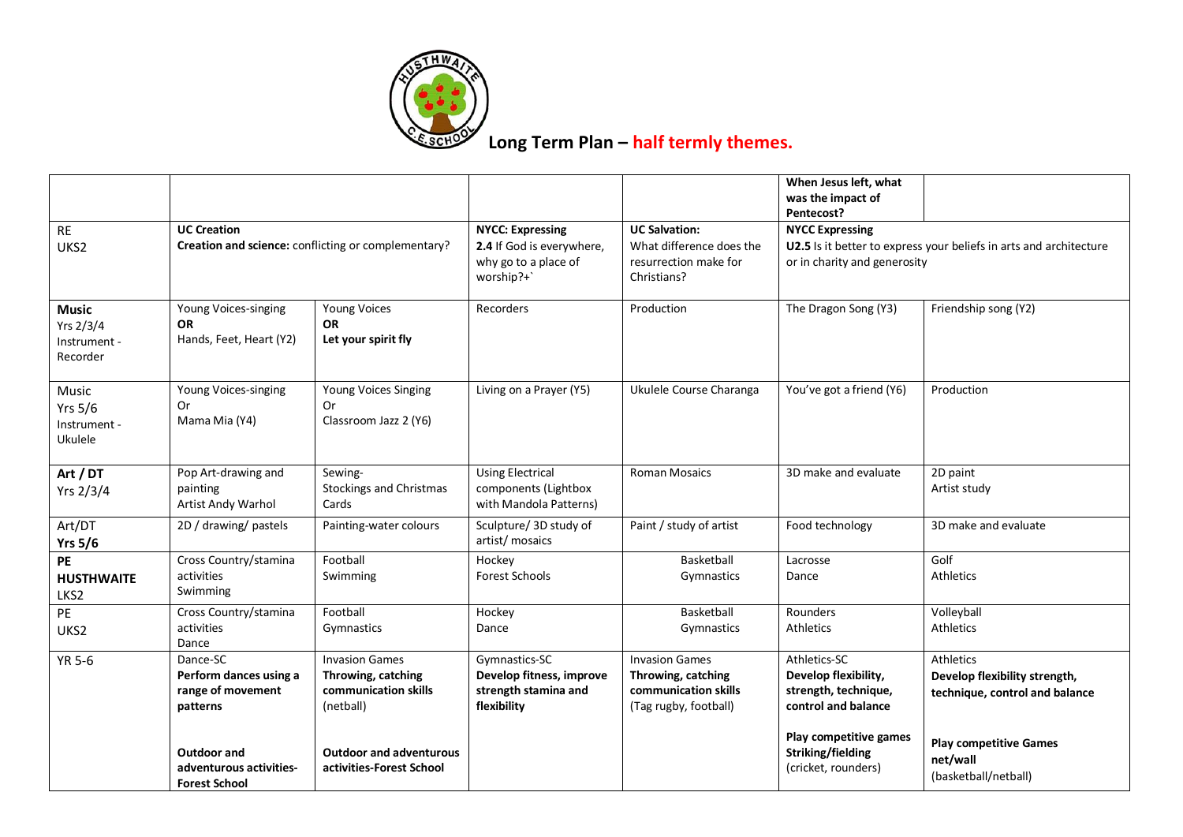**Long Term Plan – half termly themes.**

| | | | | | | |
|---|---|---|---|---|---|---|
| | | | | | **When Jesus left, what was the impact of Pentecost?** | |
| RE<br>UKS2 | **UC Creation**<br>**Creation and science:** conflicting or complementary? | | **NYCC: Expressing**<br>**2.4** If God is everywhere, why go to a place of worship?+` | **UC Salvation:**<br>What difference does the resurrection make for Christians? | **NYCC Expressing**<br>**U2.5** Is it better to express your beliefs in arts and architecture or in charity and generosity | |
| **Music**<br>Yrs 2/3/4<br>Instrument - Recorder | Young Voices-singing<br>**OR**<br>Hands, Feet, Heart (Y2) | Young Voices<br>**OR**<br>**Let your spirit fly** | Recorders | Production | The Dragon Song (Y3) | Friendship song (Y2) |
| Music<br>Yrs 5/6<br>Instrument - Ukulele | Young Voices-singing<br>Or<br>Mama Mia (Y4) | Young Voices Singing<br>Or<br>Classroom Jazz 2 (Y6) | Living on a Prayer (Y5) | Ukulele Course Charanga | You've got a friend (Y6) | Production |
| **Art / DT**<br>Yrs 2/3/4 | Pop Art-drawing and painting<br>Artist Andy Warhol | Sewing-<br>Stockings and Christmas Cards | Using Electrical components (Lightbox with Mandola Patterns) | Roman Mosaics | 3D make and evaluate | 2D paint<br>Artist study |
| Art/DT<br>**Yrs 5/6** | 2D / drawing/ pastels | Painting-water colours | Sculpture/ 3D study of artist/ mosaics | Paint / study of artist | Food technology | 3D make and evaluate |
| **PE**<br>**HUSTHWAITE**<br>LKS2 | Cross Country/stamina activities<br>Swimming | Football<br>Swimming | Hockey<br>Forest Schools | Basketball<br>Gymnastics | Lacrosse<br>Dance | Golf<br>Athletics |
| PE<br>UKS2 | Cross Country/stamina activities<br>Dance | Football<br>Gymnastics | Hockey<br>Dance | Basketball<br>Gymnastics | Rounders<br>Athletics | Volleyball<br>Athletics |
| YR 5-6 | Dance-SC<br>**Perform dances using a range of movement patterns**<br><br>**Outdoor and adventurous activities-Forest School** | Invasion Games<br>**Throwing, catching communication skills**<br>(netball)<br><br>**Outdoor and adventurous activities-Forest School** | Gymnastics-SC<br>**Develop fitness, improve strength stamina and flexibility** | Invasion Games<br>**Throwing, catching communication skills**<br>(Tag rugby, football) | Athletics-SC<br>**Develop flexibility, strength, technique, control and balance**<br><br>**Play competitive games Striking/fielding**<br>(cricket, rounders) | Athletics<br>**Develop flexibility strength, technique, control and balance**<br><br>**Play competitive Games net/wall**<br>(basketball/netball) |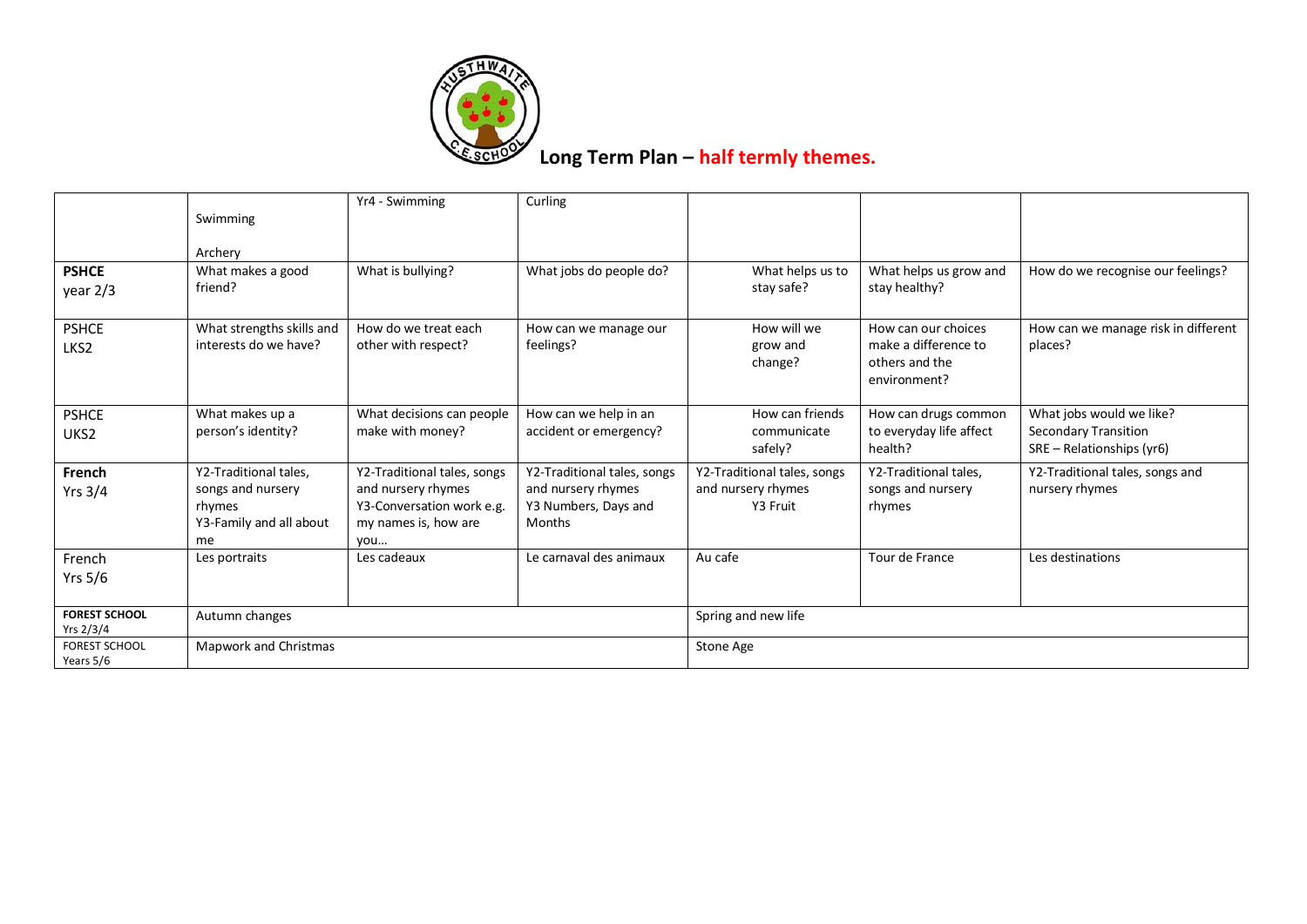**Long Term Plan – half termly themes.**

| | | | | | | |
|---|---|---|---|---|---|---|
| | Swimming<br><br>Archery | Yr4 - Swimming | Curling | | | |
| **PSHCE** year 2/3 | What makes a good friend? | What is bullying? | What jobs do people do? | What helps us to stay safe? | What helps us grow and stay healthy? | How do we recognise our feelings? |
| PSHCE LKS2 | What strengths skills and interests do we have? | How do we treat each other with respect? | How can we manage our feelings? | How will we grow and change? | How can our choices make a difference to others and the environment? | How can we manage risk in different places? |
| PSHCE UKS2 | What makes up a person's identity? | What decisions can people make with money? | How can we help in an accident or emergency? | How can friends communicate safely? | How can drugs common to everyday life affect health? | What jobs would we like?<br>Secondary Transition<br>SRE – Relationships (yr6) |
| **French** Yrs 3/4 | Y2-Traditional tales, songs and nursery rhymes<br>Y3-Family and all about me | Y2-Traditional tales, songs and nursery rhymes<br>Y3-Conversation work e.g. my names is, how are you… | Y2-Traditional tales, songs and nursery rhymes<br>Y3 Numbers, Days and Months | Y2-Traditional tales, songs and nursery rhymes<br>Y3 Fruit | Y2-Traditional tales, songs and nursery rhymes | Y2-Traditional tales, songs and nursery rhymes |
| French Yrs 5/6 | Les portraits | Les cadeaux | Le carnaval des animaux | Au cafe | Tour de France | Les destinations |
| **FOREST SCHOOL** Yrs 2/3/4 | Autumn changes | | | Spring and new life | | |
| FOREST SCHOOL Years 5/6 | Mapwork and Christmas | | | Stone Age | | |